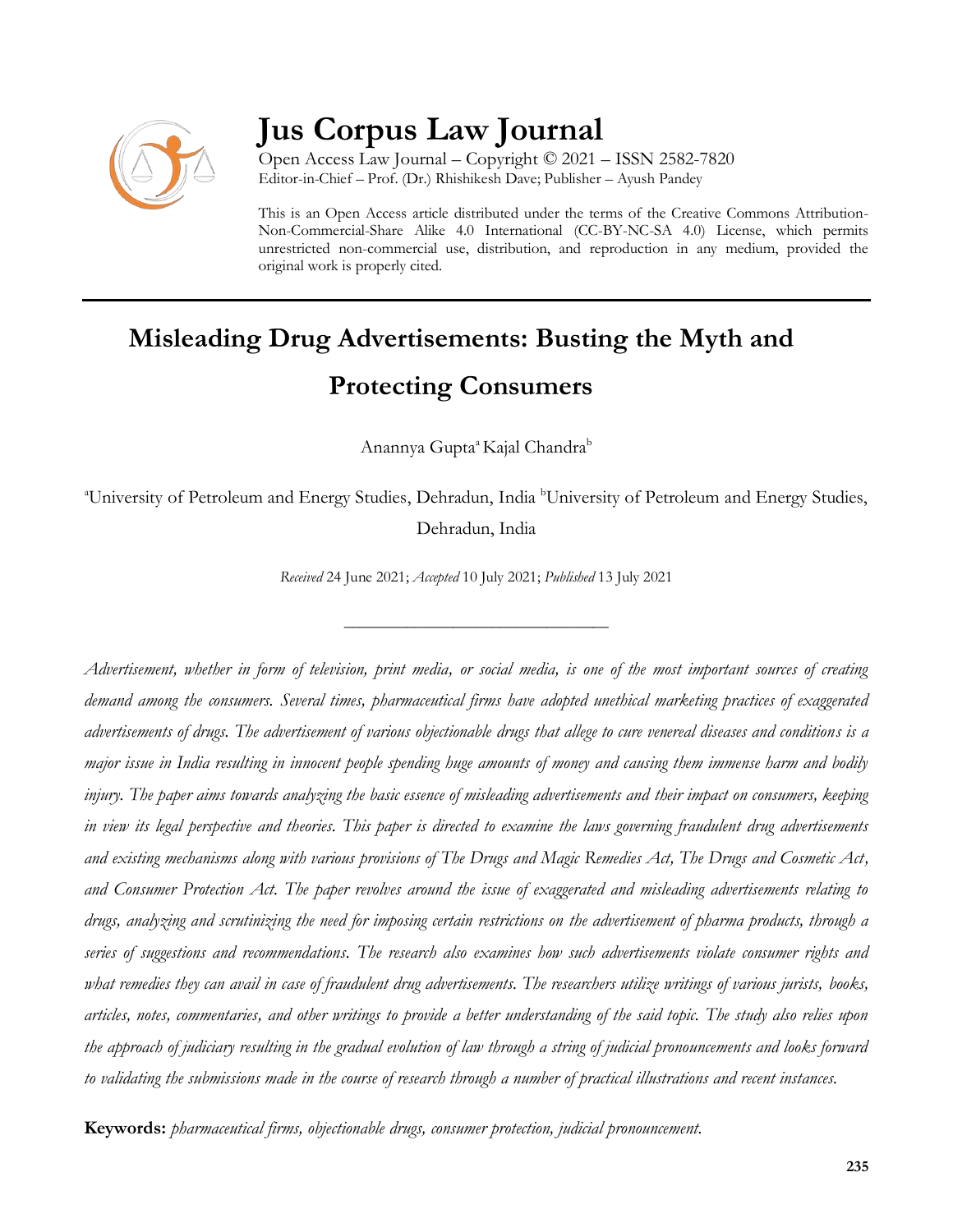# Jus Corpus Law Journal

Open Access Law Journal – Copyright © 2021 – ISSN 2582-7820
Editor-in-Chief – Prof. (Dr.) Rhishikesh Dave; Publisher – Ayush Pandey

This is an Open Access article distributed under the terms of the Creative Commons Attribution-Non-Commercial-Share Alike 4.0 International (CC-BY-NC-SA 4.0) License, which permits unrestricted non-commercial use, distribution, and reproduction in any medium, provided the original work is properly cited.

---

## Misleading Drug Advertisements: Busting the Myth and Protecting Consumers

Anannya Gupta[a] Kajal Chandra[b]

[a]University of Petroleum and Energy Studies, Dehradun, India [b]University of Petroleum and Energy Studies, Dehradun, India

*Received* 24 June 2021; *Accepted* 10 July 2021; *Published* 13 July 2021

---

*Advertisement, whether in form of television, print media, or social media, is one of the most important sources of creating demand among the consumers. Several times, pharmaceutical firms have adopted unethical marketing practices of exaggerated advertisements of drugs. The advertisement of various objectionable drugs that allege to cure venereal diseases and conditions is a major issue in India resulting in innocent people spending huge amounts of money and causing them immense harm and bodily injury. The paper aims towards analyzing the basic essence of misleading advertisements and their impact on consumers, keeping in view its legal perspective and theories. This paper is directed to examine the laws governing fraudulent drug advertisements and existing mechanisms along with various provisions of The Drugs and Magic Remedies Act, The Drugs and Cosmetic Act, and Consumer Protection Act. The paper revolves around the issue of exaggerated and misleading advertisements relating to drugs, analyzing and scrutinizing the need for imposing certain restrictions on the advertisement of pharma products, through a series of suggestions and recommendations. The research also examines how such advertisements violate consumer rights and what remedies they can avail in case of fraudulent drug advertisements. The researchers utilize writings of various jurists, books, articles, notes, commentaries, and other writings to provide a better understanding of the said topic. The study also relies upon the approach of judiciary resulting in the gradual evolution of law through a string of judicial pronouncements and looks forward to validating the submissions made in the course of research through a number of practical illustrations and recent instances.*

**Keywords:** *pharmaceutical firms, objectionable drugs, consumer protection, judicial pronouncement.*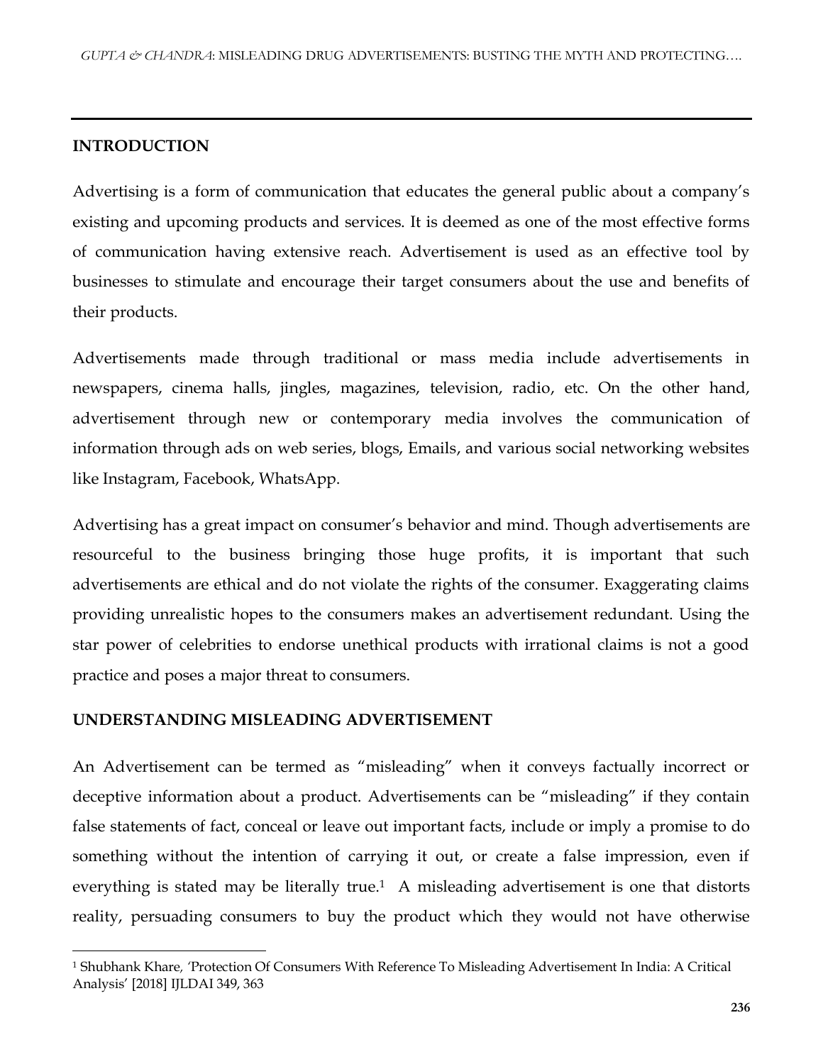## INTRODUCTION

Advertising is a form of communication that educates the general public about a company's existing and upcoming products and services. It is deemed as one of the most effective forms of communication having extensive reach. Advertisement is used as an effective tool by businesses to stimulate and encourage their target consumers about the use and benefits of their products.

Advertisements made through traditional or mass media include advertisements in newspapers, cinema halls, jingles, magazines, television, radio, etc. On the other hand, advertisement through new or contemporary media involves the communication of information through ads on web series, blogs, Emails, and various social networking websites like Instagram, Facebook, WhatsApp.

Advertising has a great impact on consumer's behavior and mind. Though advertisements are resourceful to the business bringing those huge profits, it is important that such advertisements are ethical and do not violate the rights of the consumer. Exaggerating claims providing unrealistic hopes to the consumers makes an advertisement redundant. Using the star power of celebrities to endorse unethical products with irrational claims is not a good practice and poses a major threat to consumers.

## UNDERSTANDING MISLEADING ADVERTISEMENT

An Advertisement can be termed as "misleading" when it conveys factually incorrect or deceptive information about a product. Advertisements can be "misleading" if they contain false statements of fact, conceal or leave out important facts, include or imply a promise to do something without the intention of carrying it out, or create a false impression, even if everything is stated may be literally true.[1] A misleading advertisement is one that distorts reality, persuading consumers to buy the product which they would not have otherwise

[1] Shubhank Khare, 'Protection Of Consumers With Reference To Misleading Advertisement In India: A Critical Analysis' [2018] IJLDAI 349, 363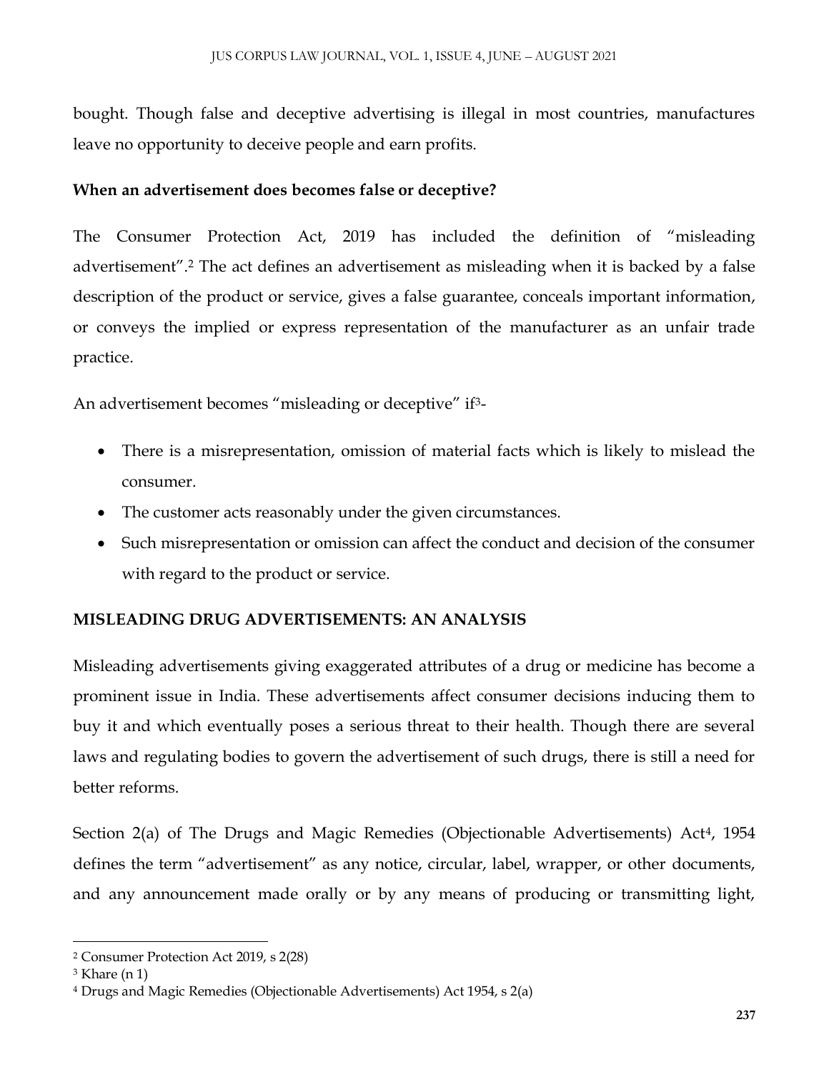bought. Though false and deceptive advertising is illegal in most countries, manufactures leave no opportunity to deceive people and earn profits.

**When an advertisement does becomes false or deceptive?**

The Consumer Protection Act, 2019 has included the definition of "misleading advertisement".[2] The act defines an advertisement as misleading when it is backed by a false description of the product or service, gives a false guarantee, conceals important information, or conveys the implied or express representation of the manufacturer as an unfair trade practice.

An advertisement becomes "misleading or deceptive" if[3]-

- There is a misrepresentation, omission of material facts which is likely to mislead the consumer.
- The customer acts reasonably under the given circumstances.
- Such misrepresentation or omission can affect the conduct and decision of the consumer with regard to the product or service.

**MISLEADING DRUG ADVERTISEMENTS: AN ANALYSIS**

Misleading advertisements giving exaggerated attributes of a drug or medicine has become a prominent issue in India. These advertisements affect consumer decisions inducing them to buy it and which eventually poses a serious threat to their health. Though there are several laws and regulating bodies to govern the advertisement of such drugs, there is still a need for better reforms.

Section 2(a) of The Drugs and Magic Remedies (Objectionable Advertisements) Act[4], 1954 defines the term "advertisement" as any notice, circular, label, wrapper, or other documents, and any announcement made orally or by any means of producing or transmitting light,

---

[2] Consumer Protection Act 2019, s 2(28)

[3] Khare (n 1)

[4] Drugs and Magic Remedies (Objectionable Advertisements) Act 1954, s 2(a)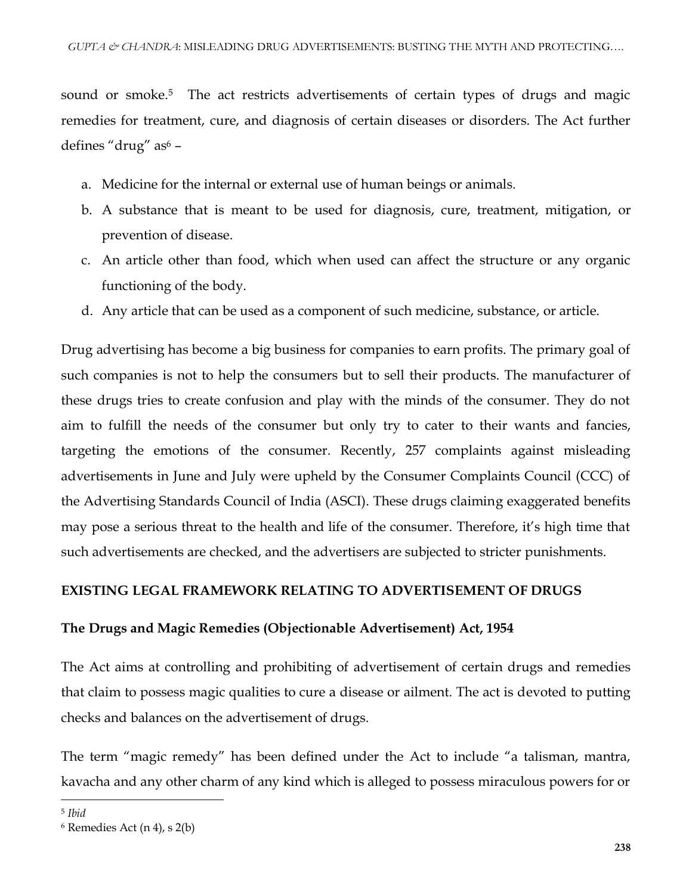sound or smoke.[5] The act restricts advertisements of certain types of drugs and magic remedies for treatment, cure, and diagnosis of certain diseases or disorders. The Act further defines "drug" as[6] –

a. Medicine for the internal or external use of human beings or animals.
b. A substance that is meant to be used for diagnosis, cure, treatment, mitigation, or prevention of disease.
c. An article other than food, which when used can affect the structure or any organic functioning of the body.
d. Any article that can be used as a component of such medicine, substance, or article.

Drug advertising has become a big business for companies to earn profits. The primary goal of such companies is not to help the consumers but to sell their products. The manufacturer of these drugs tries to create confusion and play with the minds of the consumer. They do not aim to fulfill the needs of the consumer but only try to cater to their wants and fancies, targeting the emotions of the consumer. Recently, 257 complaints against misleading advertisements in June and July were upheld by the Consumer Complaints Council (CCC) of the Advertising Standards Council of India (ASCI). These drugs claiming exaggerated benefits may pose a serious threat to the health and life of the consumer. Therefore, it's high time that such advertisements are checked, and the advertisers are subjected to stricter punishments.

## EXISTING LEGAL FRAMEWORK RELATING TO ADVERTISEMENT OF DRUGS

### The Drugs and Magic Remedies (Objectionable Advertisement) Act, 1954

The Act aims at controlling and prohibiting of advertisement of certain drugs and remedies that claim to possess magic qualities to cure a disease or ailment. The act is devoted to putting checks and balances on the advertisement of drugs.

The term "magic remedy" has been defined under the Act to include "a talisman, mantra, kavacha and any other charm of any kind which is alleged to possess miraculous powers for or

---

[5] *Ibid*

[6] Remedies Act (n 4), s 2(b)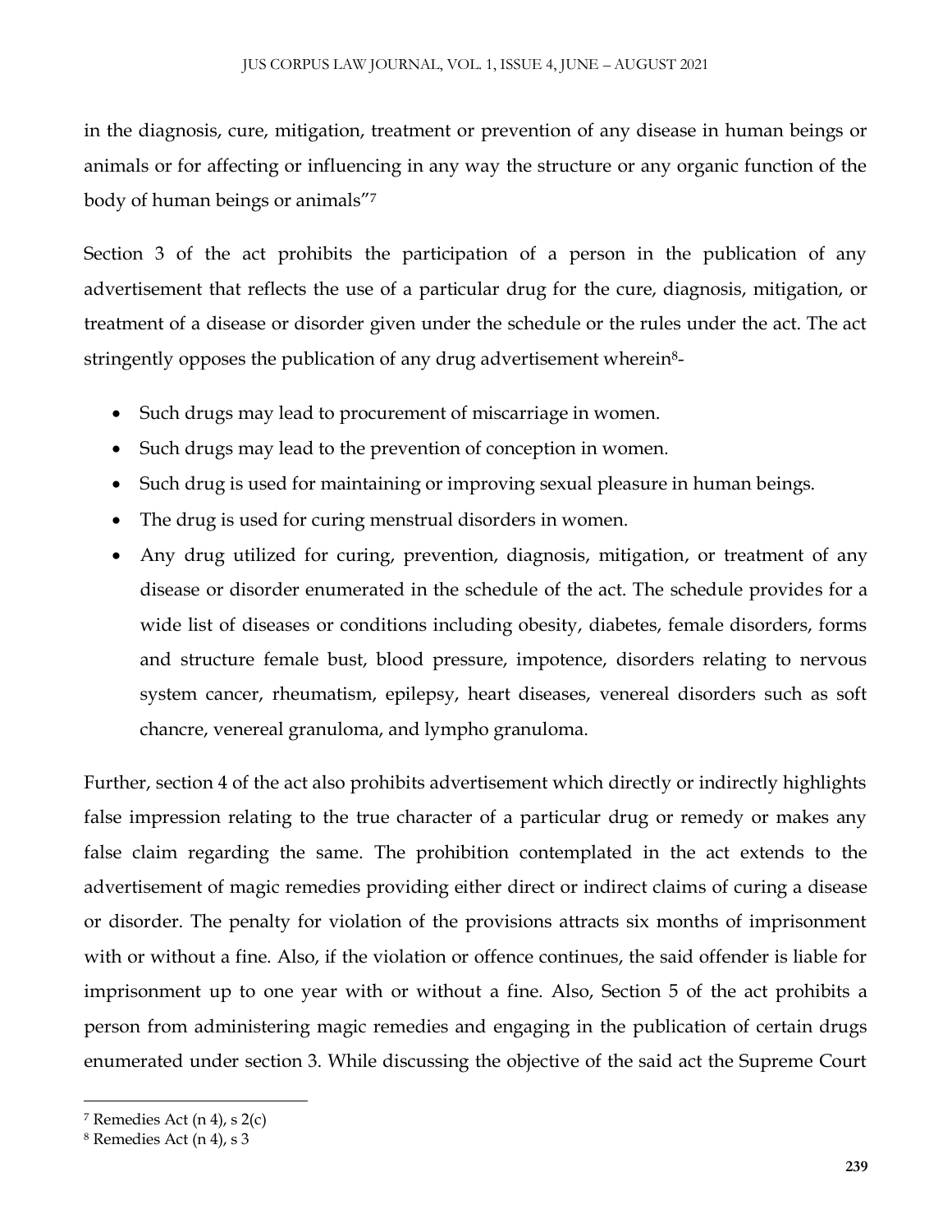in the diagnosis, cure, mitigation, treatment or prevention of any disease in human beings or animals or for affecting or influencing in any way the structure or any organic function of the body of human beings or animals"[7]

Section 3 of the act prohibits the participation of a person in the publication of any advertisement that reflects the use of a particular drug for the cure, diagnosis, mitigation, or treatment of a disease or disorder given under the schedule or the rules under the act. The act stringently opposes the publication of any drug advertisement wherein[8]-

- Such drugs may lead to procurement of miscarriage in women.
- Such drugs may lead to the prevention of conception in women.
- Such drug is used for maintaining or improving sexual pleasure in human beings.
- The drug is used for curing menstrual disorders in women.
- Any drug utilized for curing, prevention, diagnosis, mitigation, or treatment of any disease or disorder enumerated in the schedule of the act. The schedule provides for a wide list of diseases or conditions including obesity, diabetes, female disorders, forms and structure female bust, blood pressure, impotence, disorders relating to nervous system cancer, rheumatism, epilepsy, heart diseases, venereal disorders such as soft chancre, venereal granuloma, and lympho granuloma.

Further, section 4 of the act also prohibits advertisement which directly or indirectly highlights false impression relating to the true character of a particular drug or remedy or makes any false claim regarding the same. The prohibition contemplated in the act extends to the advertisement of magic remedies providing either direct or indirect claims of curing a disease or disorder. The penalty for violation of the provisions attracts six months of imprisonment with or without a fine. Also, if the violation or offence continues, the said offender is liable for imprisonment up to one year with or without a fine. Also, Section 5 of the act prohibits a person from administering magic remedies and engaging in the publication of certain drugs enumerated under section 3. While discussing the objective of the said act the Supreme Court

---

[7] Remedies Act (n 4), s 2(c)

[8] Remedies Act (n 4), s 3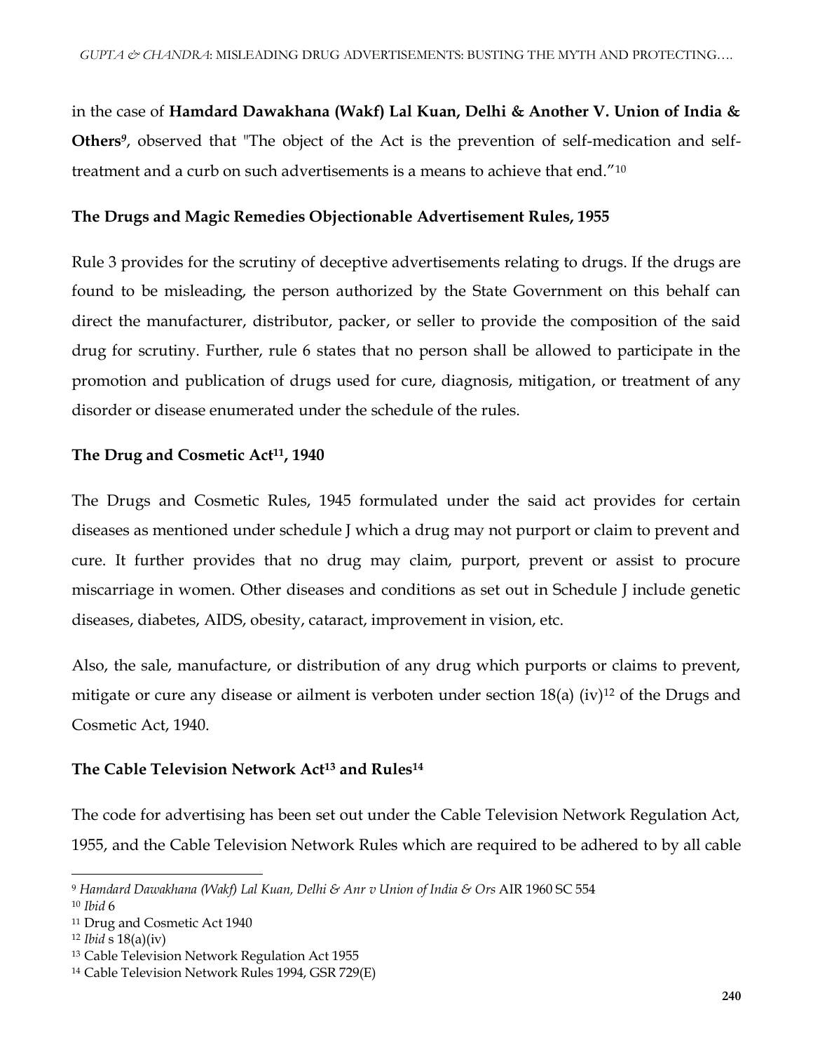in the case of **Hamdard Dawakhana (Wakf) Lal Kuan, Delhi & Another V. Union of India & Others**[9], observed that "The object of the Act is the prevention of self-medication and self-treatment and a curb on such advertisements is a means to achieve that end."[10]

### The Drugs and Magic Remedies Objectionable Advertisement Rules, 1955

Rule 3 provides for the scrutiny of deceptive advertisements relating to drugs. If the drugs are found to be misleading, the person authorized by the State Government on this behalf can direct the manufacturer, distributor, packer, or seller to provide the composition of the said drug for scrutiny. Further, rule 6 states that no person shall be allowed to participate in the promotion and publication of drugs used for cure, diagnosis, mitigation, or treatment of any disorder or disease enumerated under the schedule of the rules.

### The Drug and Cosmetic Act[11], 1940

The Drugs and Cosmetic Rules, 1945 formulated under the said act provides for certain diseases as mentioned under schedule J which a drug may not purport or claim to prevent and cure. It further provides that no drug may claim, purport, prevent or assist to procure miscarriage in women. Other diseases and conditions as set out in Schedule J include genetic diseases, diabetes, AIDS, obesity, cataract, improvement in vision, etc.

Also, the sale, manufacture, or distribution of any drug which purports or claims to prevent, mitigate or cure any disease or ailment is verboten under section 18(a) (iv)[12] of the Drugs and Cosmetic Act, 1940.

### The Cable Television Network Act[13] and Rules[14]

The code for advertising has been set out under the Cable Television Network Regulation Act, 1955, and the Cable Television Network Rules which are required to be adhered to by all cable

---

[9] *Hamdard Dawakhana (Wakf) Lal Kuan, Delhi & Anr v Union of India & Ors* AIR 1960 SC 554

[10] *Ibid* 6

[11] Drug and Cosmetic Act 1940

[12] *Ibid* s 18(a)(iv)

[13] Cable Television Network Regulation Act 1955

[14] Cable Television Network Rules 1994, GSR 729(E)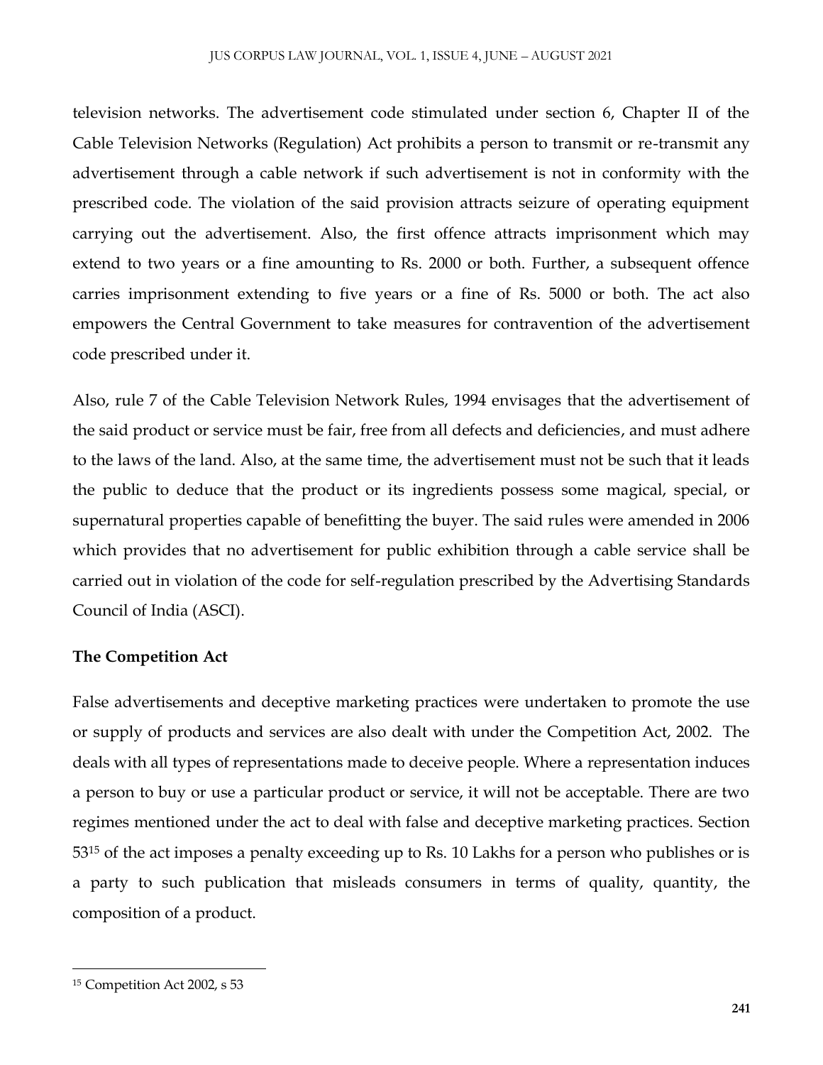television networks. The advertisement code stimulated under section 6, Chapter II of the Cable Television Networks (Regulation) Act prohibits a person to transmit or re-transmit any advertisement through a cable network if such advertisement is not in conformity with the prescribed code. The violation of the said provision attracts seizure of operating equipment carrying out the advertisement. Also, the first offence attracts imprisonment which may extend to two years or a fine amounting to Rs. 2000 or both. Further, a subsequent offence carries imprisonment extending to five years or a fine of Rs. 5000 or both. The act also empowers the Central Government to take measures for contravention of the advertisement code prescribed under it.

Also, rule 7 of the Cable Television Network Rules, 1994 envisages that the advertisement of the said product or service must be fair, free from all defects and deficiencies, and must adhere to the laws of the land. Also, at the same time, the advertisement must not be such that it leads the public to deduce that the product or its ingredients possess some magical, special, or supernatural properties capable of benefitting the buyer. The said rules were amended in 2006 which provides that no advertisement for public exhibition through a cable service shall be carried out in violation of the code for self-regulation prescribed by the Advertising Standards Council of India (ASCI).

**The Competition Act**

False advertisements and deceptive marketing practices were undertaken to promote the use or supply of products and services are also dealt with under the Competition Act, 2002. The deals with all types of representations made to deceive people. Where a representation induces a person to buy or use a particular product or service, it will not be acceptable. There are two regimes mentioned under the act to deal with false and deceptive marketing practices. Section 53[15] of the act imposes a penalty exceeding up to Rs. 10 Lakhs for a person who publishes or is a party to such publication that misleads consumers in terms of quality, quantity, the composition of a product.

---

[15] Competition Act 2002, s 53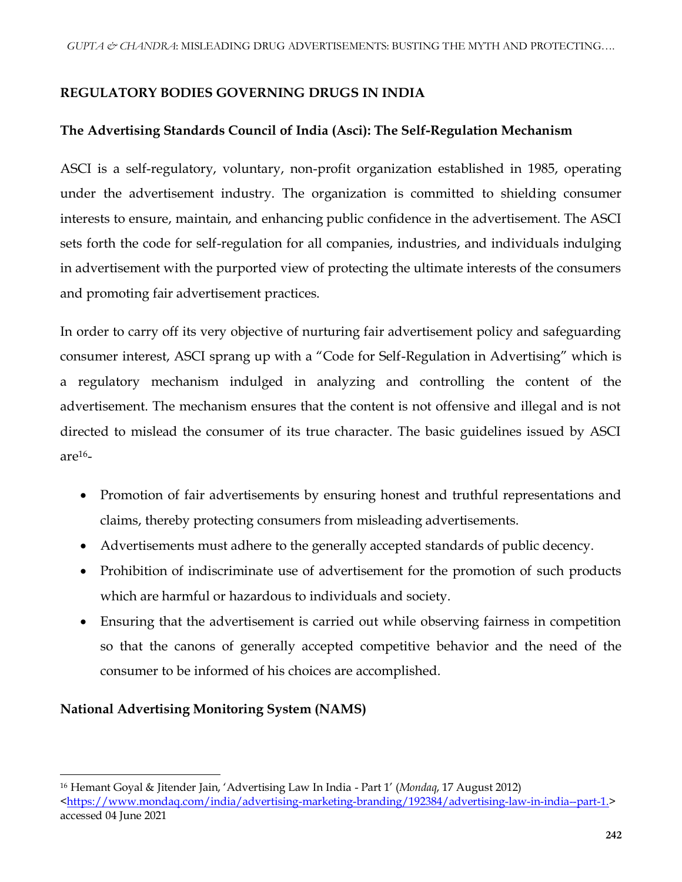## REGULATORY BODIES GOVERNING DRUGS IN INDIA

### The Advertising Standards Council of India (Asci): The Self-Regulation Mechanism

ASCI is a self-regulatory, voluntary, non-profit organization established in 1985, operating under the advertisement industry. The organization is committed to shielding consumer interests to ensure, maintain, and enhancing public confidence in the advertisement. The ASCI sets forth the code for self-regulation for all companies, industries, and individuals indulging in advertisement with the purported view of protecting the ultimate interests of the consumers and promoting fair advertisement practices.

In order to carry off its very objective of nurturing fair advertisement policy and safeguarding consumer interest, ASCI sprang up with a "Code for Self-Regulation in Advertising" which is a regulatory mechanism indulged in analyzing and controlling the content of the advertisement. The mechanism ensures that the content is not offensive and illegal and is not directed to mislead the consumer of its true character. The basic guidelines issued by ASCI are[16]-

- Promotion of fair advertisements by ensuring honest and truthful representations and claims, thereby protecting consumers from misleading advertisements.
- Advertisements must adhere to the generally accepted standards of public decency.
- Prohibition of indiscriminate use of advertisement for the promotion of such products which are harmful or hazardous to individuals and society.
- Ensuring that the advertisement is carried out while observing fairness in competition so that the canons of generally accepted competitive behavior and the need of the consumer to be informed of his choices are accomplished.

### National Advertising Monitoring System (NAMS)

---

[16] Hemant Goyal & Jitender Jain, 'Advertising Law In India - Part 1' (*Mondaq*, 17 August 2012) <https://www.mondaq.com/india/advertising-marketing-branding/192384/advertising-law-in-india--part-1.> accessed 04 June 2021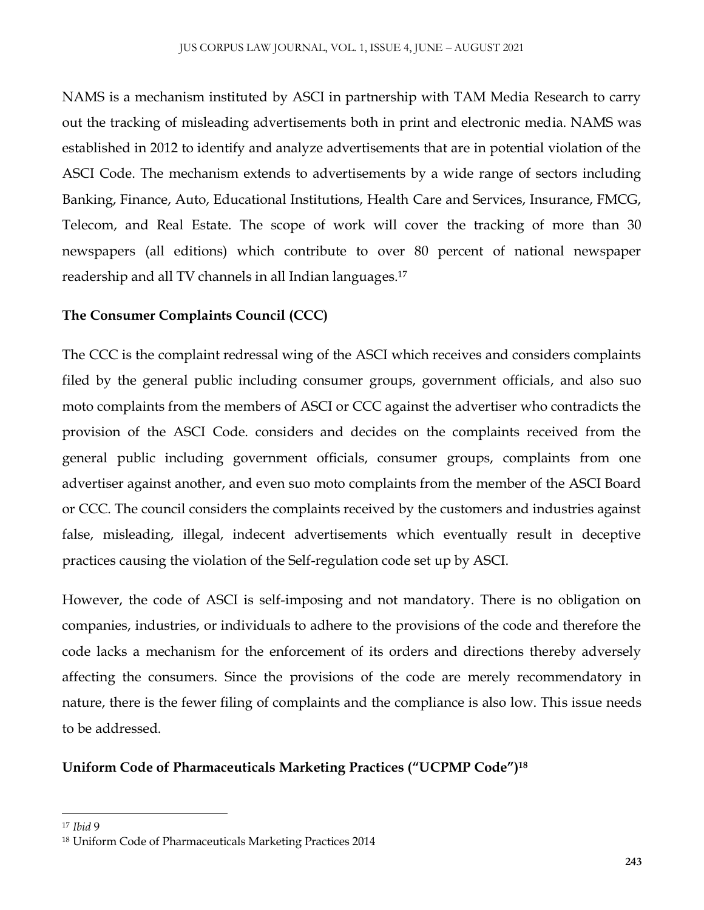NAMS is a mechanism instituted by ASCI in partnership with TAM Media Research to carry out the tracking of misleading advertisements both in print and electronic media. NAMS was established in 2012 to identify and analyze advertisements that are in potential violation of the ASCI Code. The mechanism extends to advertisements by a wide range of sectors including Banking, Finance, Auto, Educational Institutions, Health Care and Services, Insurance, FMCG, Telecom, and Real Estate. The scope of work will cover the tracking of more than 30 newspapers (all editions) which contribute to over 80 percent of national newspaper readership and all TV channels in all Indian languages.[17]

**The Consumer Complaints Council (CCC)**

The CCC is the complaint redressal wing of the ASCI which receives and considers complaints filed by the general public including consumer groups, government officials, and also suo moto complaints from the members of ASCI or CCC against the advertiser who contradicts the provision of the ASCI Code. considers and decides on the complaints received from the general public including government officials, consumer groups, complaints from one advertiser against another, and even suo moto complaints from the member of the ASCI Board or CCC. The council considers the complaints received by the customers and industries against false, misleading, illegal, indecent advertisements which eventually result in deceptive practices causing the violation of the Self-regulation code set up by ASCI.

However, the code of ASCI is self-imposing and not mandatory. There is no obligation on companies, industries, or individuals to adhere to the provisions of the code and therefore the code lacks a mechanism for the enforcement of its orders and directions thereby adversely affecting the consumers. Since the provisions of the code are merely recommendatory in nature, there is the fewer filing of complaints and the compliance is also low. This issue needs to be addressed.

**Uniform Code of Pharmaceuticals Marketing Practices ("UCPMP Code")[18]**

---

[17] *Ibid* 9

[18] Uniform Code of Pharmaceuticals Marketing Practices 2014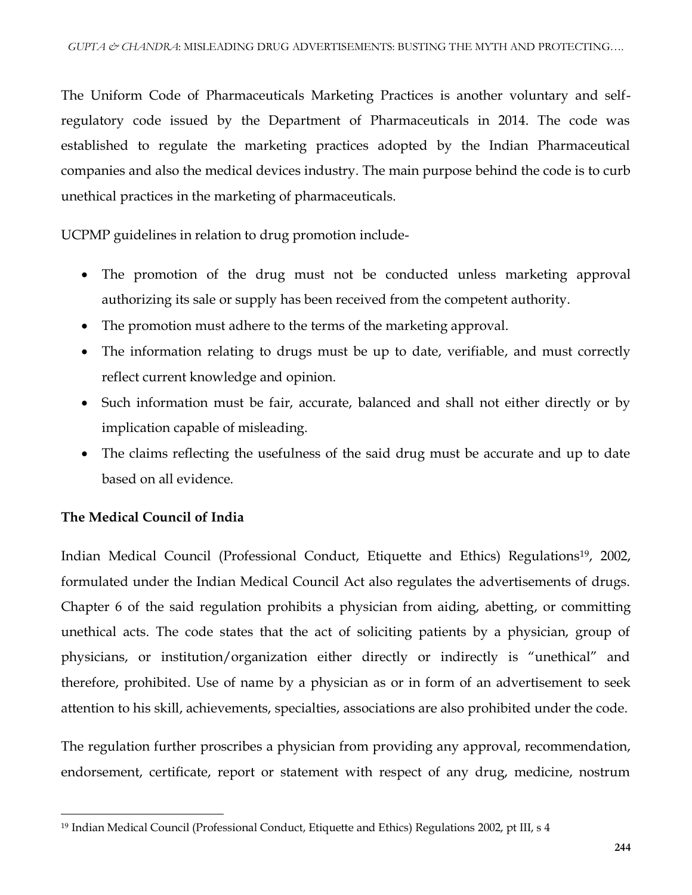The Uniform Code of Pharmaceuticals Marketing Practices is another voluntary and self-regulatory code issued by the Department of Pharmaceuticals in 2014. The code was established to regulate the marketing practices adopted by the Indian Pharmaceutical companies and also the medical devices industry. The main purpose behind the code is to curb unethical practices in the marketing of pharmaceuticals.

UCPMP guidelines in relation to drug promotion include-

- The promotion of the drug must not be conducted unless marketing approval authorizing its sale or supply has been received from the competent authority.
- The promotion must adhere to the terms of the marketing approval.
- The information relating to drugs must be up to date, verifiable, and must correctly reflect current knowledge and opinion.
- Such information must be fair, accurate, balanced and shall not either directly or by implication capable of misleading.
- The claims reflecting the usefulness of the said drug must be accurate and up to date based on all evidence.

**The Medical Council of India**

Indian Medical Council (Professional Conduct, Etiquette and Ethics) Regulations[19], 2002, formulated under the Indian Medical Council Act also regulates the advertisements of drugs. Chapter 6 of the said regulation prohibits a physician from aiding, abetting, or committing unethical acts. The code states that the act of soliciting patients by a physician, group of physicians, or institution/organization either directly or indirectly is "unethical" and therefore, prohibited. Use of name by a physician as or in form of an advertisement to seek attention to his skill, achievements, specialties, associations are also prohibited under the code.

The regulation further proscribes a physician from providing any approval, recommendation, endorsement, certificate, report or statement with respect of any drug, medicine, nostrum

[19] Indian Medical Council (Professional Conduct, Etiquette and Ethics) Regulations 2002, pt III, s 4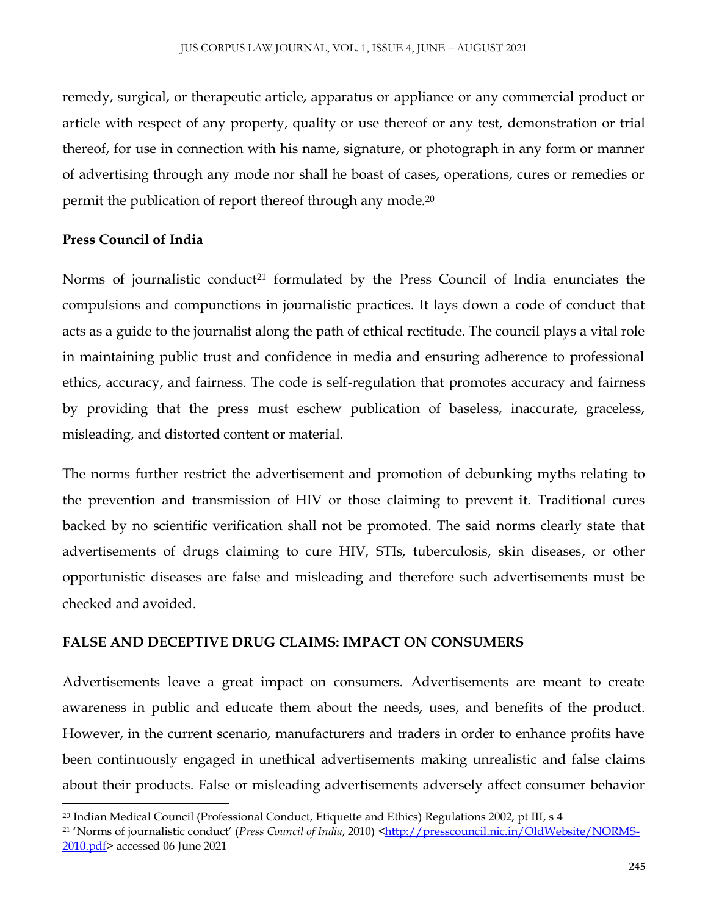remedy, surgical, or therapeutic article, apparatus or appliance or any commercial product or article with respect of any property, quality or use thereof or any test, demonstration or trial thereof, for use in connection with his name, signature, or photograph in any form or manner of advertising through any mode nor shall he boast of cases, operations, cures or remedies or permit the publication of report thereof through any mode.[20]

**Press Council of India**

Norms of journalistic conduct[21] formulated by the Press Council of India enunciates the compulsions and compunctions in journalistic practices. It lays down a code of conduct that acts as a guide to the journalist along the path of ethical rectitude. The council plays a vital role in maintaining public trust and confidence in media and ensuring adherence to professional ethics, accuracy, and fairness. The code is self-regulation that promotes accuracy and fairness by providing that the press must eschew publication of baseless, inaccurate, graceless, misleading, and distorted content or material.

The norms further restrict the advertisement and promotion of debunking myths relating to the prevention and transmission of HIV or those claiming to prevent it. Traditional cures backed by no scientific verification shall not be promoted. The said norms clearly state that advertisements of drugs claiming to cure HIV, STIs, tuberculosis, skin diseases, or other opportunistic diseases are false and misleading and therefore such advertisements must be checked and avoided.

## FALSE AND DECEPTIVE DRUG CLAIMS: IMPACT ON CONSUMERS

Advertisements leave a great impact on consumers. Advertisements are meant to create awareness in public and educate them about the needs, uses, and benefits of the product. However, in the current scenario, manufacturers and traders in order to enhance profits have been continuously engaged in unethical advertisements making unrealistic and false claims about their products. False or misleading advertisements adversely affect consumer behavior

---

[20] Indian Medical Council (Professional Conduct, Etiquette and Ethics) Regulations 2002, pt III, s 4

[21] 'Norms of journalistic conduct' (*Press Council of India*, 2010) <http://presscouncil.nic.in/OldWebsite/NORMS-2010.pdf> accessed 06 June 2021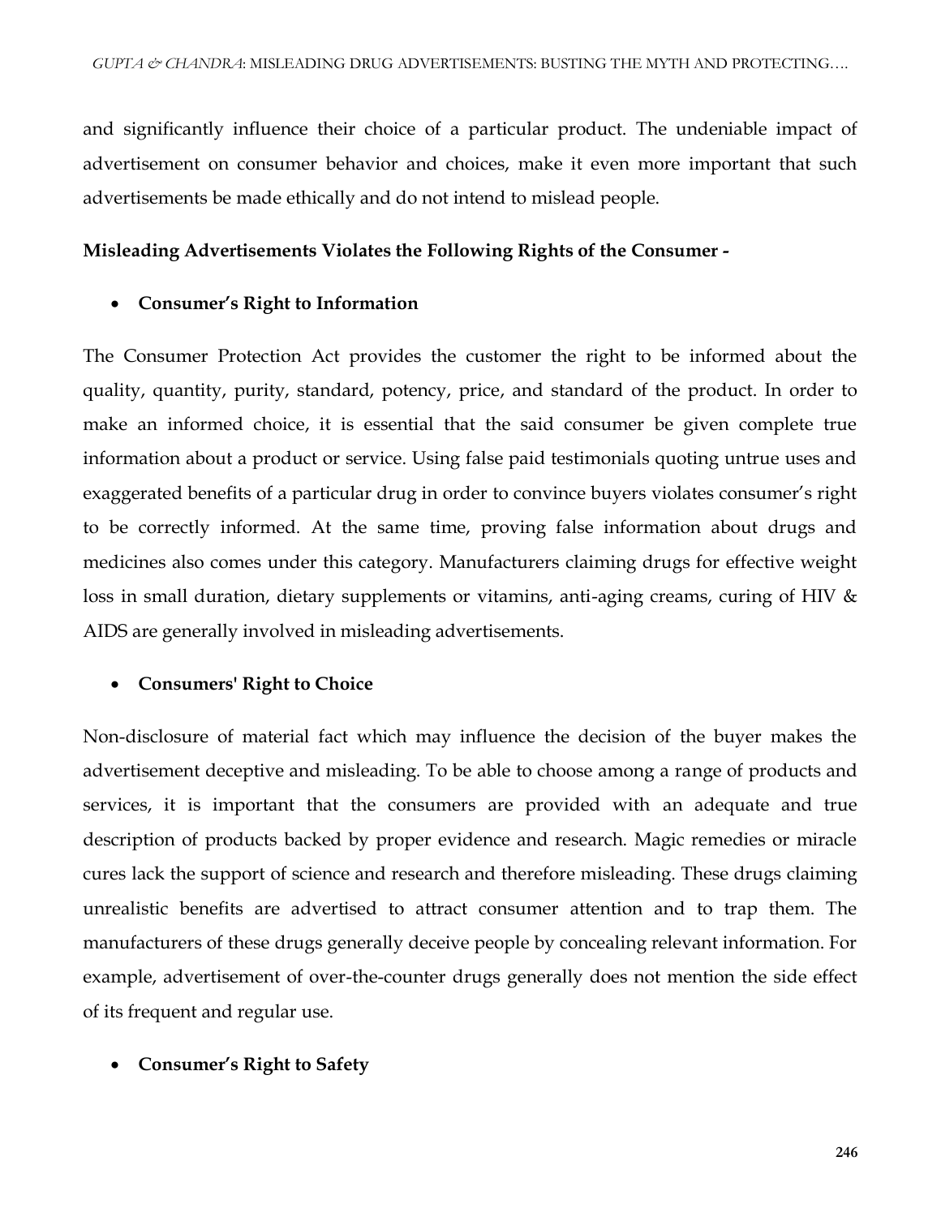and significantly influence their choice of a particular product. The undeniable impact of advertisement on consumer behavior and choices, make it even more important that such advertisements be made ethically and do not intend to mislead people.

**Misleading Advertisements Violates the Following Rights of the Consumer -**

- **Consumer's Right to Information**

The Consumer Protection Act provides the customer the right to be informed about the quality, quantity, purity, standard, potency, price, and standard of the product. In order to make an informed choice, it is essential that the said consumer be given complete true information about a product or service. Using false paid testimonials quoting untrue uses and exaggerated benefits of a particular drug in order to convince buyers violates consumer's right to be correctly informed. At the same time, proving false information about drugs and medicines also comes under this category. Manufacturers claiming drugs for effective weight loss in small duration, dietary supplements or vitamins, anti-aging creams, curing of HIV & AIDS are generally involved in misleading advertisements.

- **Consumers' Right to Choice**

Non-disclosure of material fact which may influence the decision of the buyer makes the advertisement deceptive and misleading. To be able to choose among a range of products and services, it is important that the consumers are provided with an adequate and true description of products backed by proper evidence and research. Magic remedies or miracle cures lack the support of science and research and therefore misleading. These drugs claiming unrealistic benefits are advertised to attract consumer attention and to trap them. The manufacturers of these drugs generally deceive people by concealing relevant information. For example, advertisement of over-the-counter drugs generally does not mention the side effect of its frequent and regular use.

- **Consumer's Right to Safety**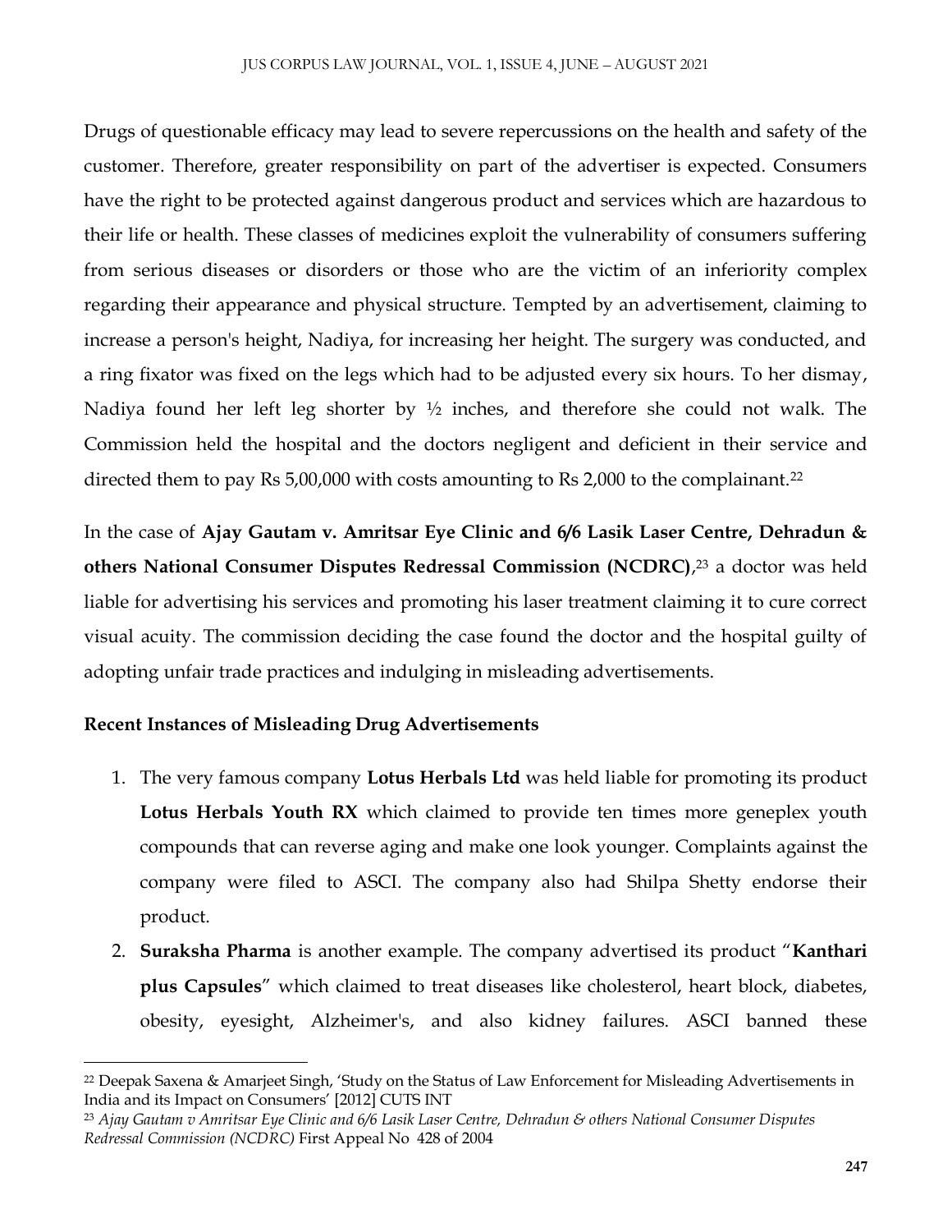Drugs of questionable efficacy may lead to severe repercussions on the health and safety of the customer. Therefore, greater responsibility on part of the advertiser is expected. Consumers have the right to be protected against dangerous product and services which are hazardous to their life or health. These classes of medicines exploit the vulnerability of consumers suffering from serious diseases or disorders or those who are the victim of an inferiority complex regarding their appearance and physical structure. Tempted by an advertisement, claiming to increase a person's height, Nadiya, for increasing her height. The surgery was conducted, and a ring fixator was fixed on the legs which had to be adjusted every six hours. To her dismay, Nadiya found her left leg shorter by ½ inches, and therefore she could not walk. The Commission held the hospital and the doctors negligent and deficient in their service and directed them to pay Rs 5,00,000 with costs amounting to Rs 2,000 to the complainant.[22]

In the case of **Ajay Gautam v. Amritsar Eye Clinic and 6/6 Lasik Laser Centre, Dehradun & others National Consumer Disputes Redressal Commission (NCDRC)**,[23] a doctor was held liable for advertising his services and promoting his laser treatment claiming it to cure correct visual acuity. The commission deciding the case found the doctor and the hospital guilty of adopting unfair trade practices and indulging in misleading advertisements.

**Recent Instances of Misleading Drug Advertisements**

1. The very famous company **Lotus Herbals Ltd** was held liable for promoting its product **Lotus Herbals Youth RX** which claimed to provide ten times more geneplex youth compounds that can reverse aging and make one look younger. Complaints against the company were filed to ASCI. The company also had Shilpa Shetty endorse their product.
2. **Suraksha Pharma** is another example. The company advertised its product "**Kanthari plus Capsules**" which claimed to treat diseases like cholesterol, heart block, diabetes, obesity, eyesight, Alzheimer's, and also kidney failures. ASCI banned these

---

[22] Deepak Saxena & Amarjeet Singh, 'Study on the Status of Law Enforcement for Misleading Advertisements in India and its Impact on Consumers' [2012] CUTS INT

[23] *Ajay Gautam v Amritsar Eye Clinic and 6/6 Lasik Laser Centre, Dehradun & others National Consumer Disputes Redressal Commission (NCDRC)* First Appeal No 428 of 2004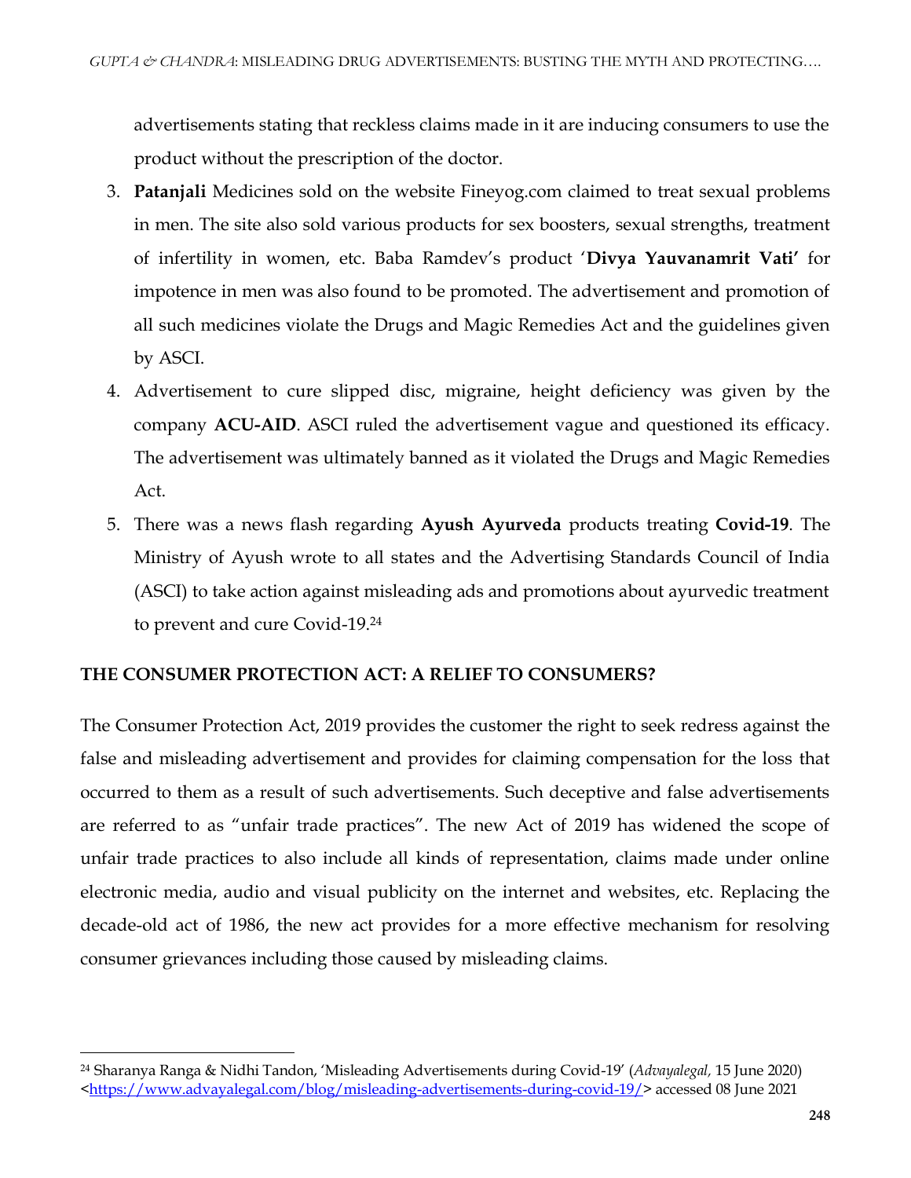advertisements stating that reckless claims made in it are inducing consumers to use the product without the prescription of the doctor.

3. **Patanjali** Medicines sold on the website Fineyog.com claimed to treat sexual problems in men. The site also sold various products for sex boosters, sexual strengths, treatment of infertility in women, etc. Baba Ramdev's product '**Divya Yauvanamrit Vati'** for impotence in men was also found to be promoted. The advertisement and promotion of all such medicines violate the Drugs and Magic Remedies Act and the guidelines given by ASCI.
4. Advertisement to cure slipped disc, migraine, height deficiency was given by the company **ACU-AID**. ASCI ruled the advertisement vague and questioned its efficacy. The advertisement was ultimately banned as it violated the Drugs and Magic Remedies Act.
5. There was a news flash regarding **Ayush Ayurveda** products treating **Covid-19**. The Ministry of Ayush wrote to all states and the Advertising Standards Council of India (ASCI) to take action against misleading ads and promotions about ayurvedic treatment to prevent and cure Covid-19.[24]

## THE CONSUMER PROTECTION ACT: A RELIEF TO CONSUMERS?

The Consumer Protection Act, 2019 provides the customer the right to seek redress against the false and misleading advertisement and provides for claiming compensation for the loss that occurred to them as a result of such advertisements. Such deceptive and false advertisements are referred to as "unfair trade practices". The new Act of 2019 has widened the scope of unfair trade practices to also include all kinds of representation, claims made under online electronic media, audio and visual publicity on the internet and websites, etc. Replacing the decade-old act of 1986, the new act provides for a more effective mechanism for resolving consumer grievances including those caused by misleading claims.

---

[24] Sharanya Ranga & Nidhi Tandon, 'Misleading Advertisements during Covid-19' (*Advayalegal,* 15 June 2020) <https://www.advayalegal.com/blog/misleading-advertisements-during-covid-19/> accessed 08 June 2021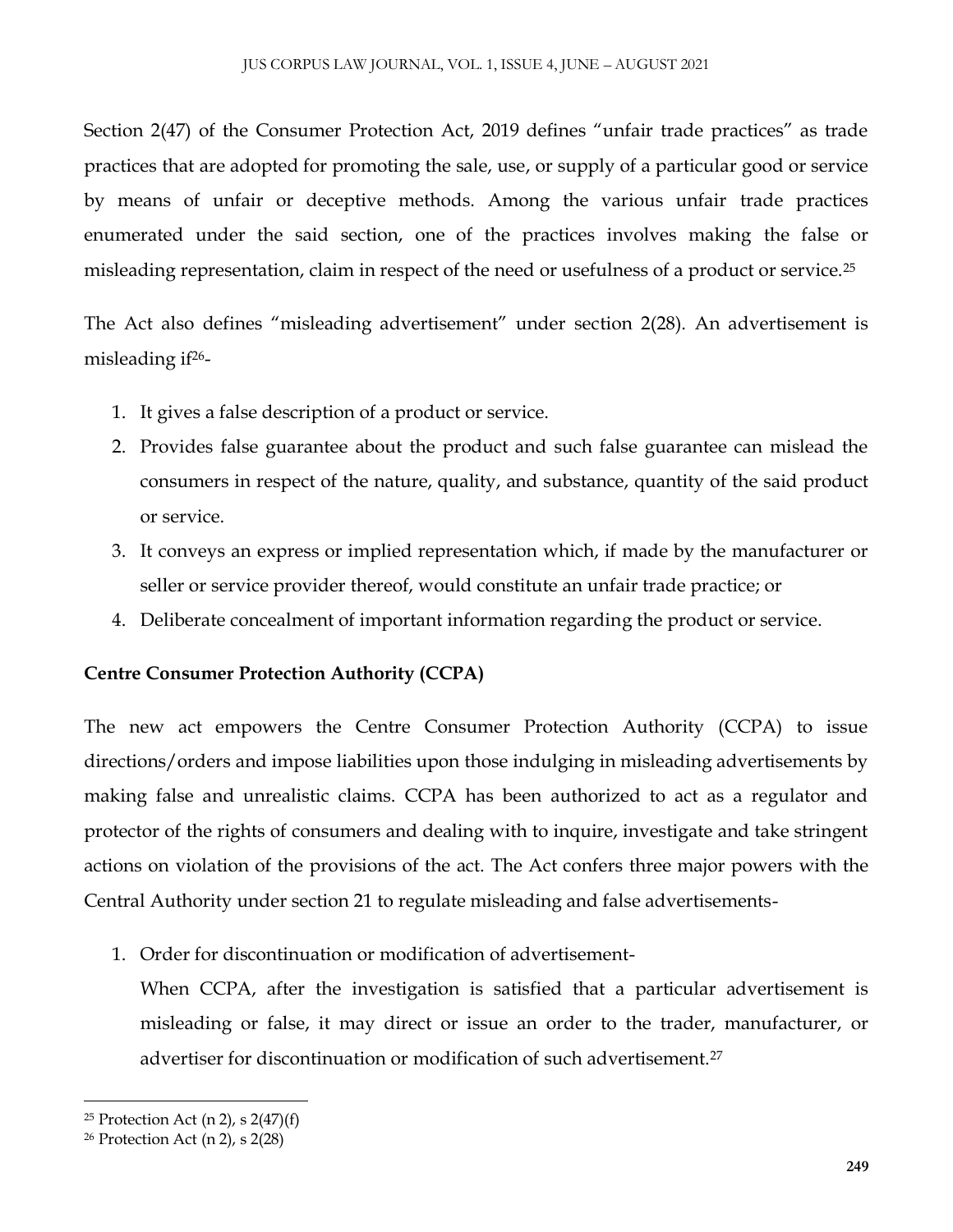Section 2(47) of the Consumer Protection Act, 2019 defines "unfair trade practices" as trade practices that are adopted for promoting the sale, use, or supply of a particular good or service by means of unfair or deceptive methods. Among the various unfair trade practices enumerated under the said section, one of the practices involves making the false or misleading representation, claim in respect of the need or usefulness of a product or service.[25]

The Act also defines "misleading advertisement" under section 2(28). An advertisement is misleading if[26]-

1. It gives a false description of a product or service.
2. Provides false guarantee about the product and such false guarantee can mislead the consumers in respect of the nature, quality, and substance, quantity of the said product or service.
3. It conveys an express or implied representation which, if made by the manufacturer or seller or service provider thereof, would constitute an unfair trade practice; or
4. Deliberate concealment of important information regarding the product or service.

**Centre Consumer Protection Authority (CCPA)**

The new act empowers the Centre Consumer Protection Authority (CCPA) to issue directions/orders and impose liabilities upon those indulging in misleading advertisements by making false and unrealistic claims. CCPA has been authorized to act as a regulator and protector of the rights of consumers and dealing with to inquire, investigate and take stringent actions on violation of the provisions of the act. The Act confers three major powers with the Central Authority under section 21 to regulate misleading and false advertisements-

1. Order for discontinuation or modification of advertisement-

   When CCPA, after the investigation is satisfied that a particular advertisement is misleading or false, it may direct or issue an order to the trader, manufacturer, or advertiser for discontinuation or modification of such advertisement.[27]

---

[25] Protection Act (n 2), s 2(47)(f)

[26] Protection Act (n 2), s 2(28)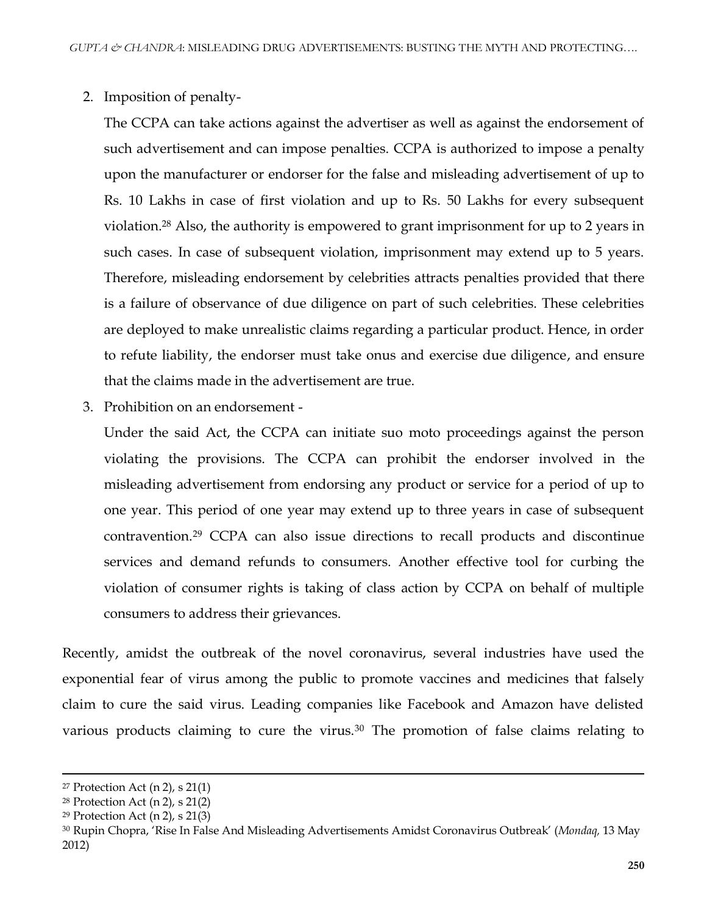2. Imposition of penalty-

   The CCPA can take actions against the advertiser as well as against the endorsement of such advertisement and can impose penalties. CCPA is authorized to impose a penalty upon the manufacturer or endorser for the false and misleading advertisement of up to Rs. 10 Lakhs in case of first violation and up to Rs. 50 Lakhs for every subsequent violation.[28] Also, the authority is empowered to grant imprisonment for up to 2 years in such cases. In case of subsequent violation, imprisonment may extend up to 5 years. Therefore, misleading endorsement by celebrities attracts penalties provided that there is a failure of observance of due diligence on part of such celebrities. These celebrities are deployed to make unrealistic claims regarding a particular product. Hence, in order to refute liability, the endorser must take onus and exercise due diligence, and ensure that the claims made in the advertisement are true.

3. Prohibition on an endorsement -

   Under the said Act, the CCPA can initiate suo moto proceedings against the person violating the provisions. The CCPA can prohibit the endorser involved in the misleading advertisement from endorsing any product or service for a period of up to one year. This period of one year may extend up to three years in case of subsequent contravention.[29] CCPA can also issue directions to recall products and discontinue services and demand refunds to consumers. Another effective tool for curbing the violation of consumer rights is taking of class action by CCPA on behalf of multiple consumers to address their grievances.

Recently, amidst the outbreak of the novel coronavirus, several industries have used the exponential fear of virus among the public to promote vaccines and medicines that falsely claim to cure the said virus. Leading companies like Facebook and Amazon have delisted various products claiming to cure the virus.[30] The promotion of false claims relating to

---

[27] Protection Act (n 2), s 21(1)

[28] Protection Act (n 2), s 21(2)

[29] Protection Act (n 2), s 21(3)

[30] Rupin Chopra, 'Rise In False And Misleading Advertisements Amidst Coronavirus Outbreak' (*Mondaq*, 13 May 2012)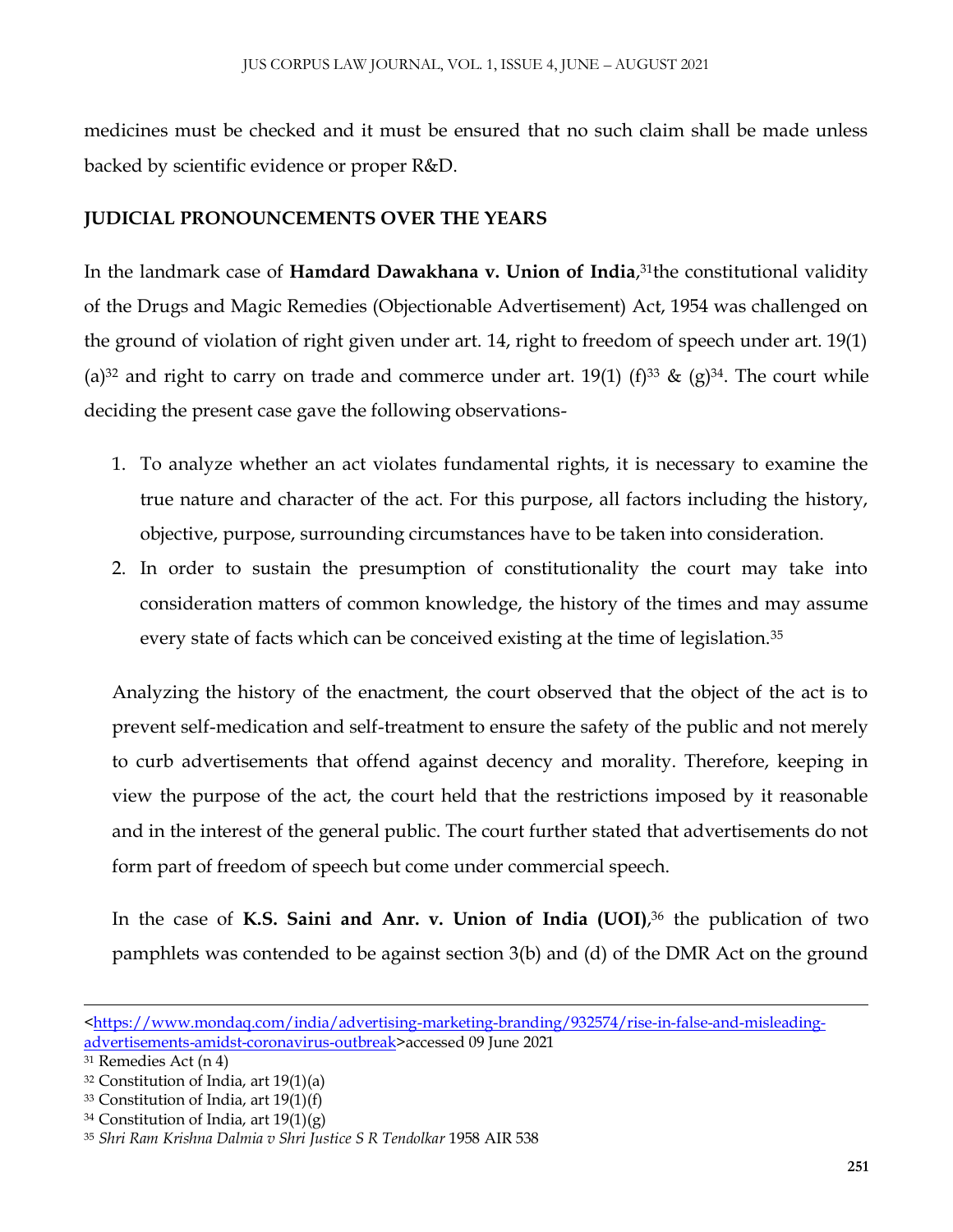medicines must be checked and it must be ensured that no such claim shall be made unless backed by scientific evidence or proper R&D.

**JUDICIAL PRONOUNCEMENTS OVER THE YEARS**

In the landmark case of **Hamdard Dawakhana v. Union of India**,[31]the constitutional validity of the Drugs and Magic Remedies (Objectionable Advertisement) Act, 1954 was challenged on the ground of violation of right given under art. 14, right to freedom of speech under art. 19(1) (a)[32] and right to carry on trade and commerce under art. 19(1) (f)[33] & (g)[34]. The court while deciding the present case gave the following observations-

1. To analyze whether an act violates fundamental rights, it is necessary to examine the true nature and character of the act. For this purpose, all factors including the history, objective, purpose, surrounding circumstances have to be taken into consideration.
2. In order to sustain the presumption of constitutionality the court may take into consideration matters of common knowledge, the history of the times and may assume every state of facts which can be conceived existing at the time of legislation.[35]

Analyzing the history of the enactment, the court observed that the object of the act is to prevent self-medication and self-treatment to ensure the safety of the public and not merely to curb advertisements that offend against decency and morality. Therefore, keeping in view the purpose of the act, the court held that the restrictions imposed by it reasonable and in the interest of the general public. The court further stated that advertisements do not form part of freedom of speech but come under commercial speech.

In the case of **K.S. Saini and Anr. v. Union of India (UOI)**,[36] the publication of two pamphlets was contended to be against section 3(b) and (d) of the DMR Act on the ground

---

<https://www.mondaq.com/india/advertising-marketing-branding/932574/rise-in-false-and-misleading-advertisements-amidst-coronavirus-outbreak>accessed 09 June 2021

[31] Remedies Act (n 4)

[32] Constitution of India, art 19(1)(a)

[33] Constitution of India, art 19(1)(f)

[34] Constitution of India, art 19(1)(g)

[35] *Shri Ram Krishna Dalmia v Shri Justice S R Tendolkar* 1958 AIR 538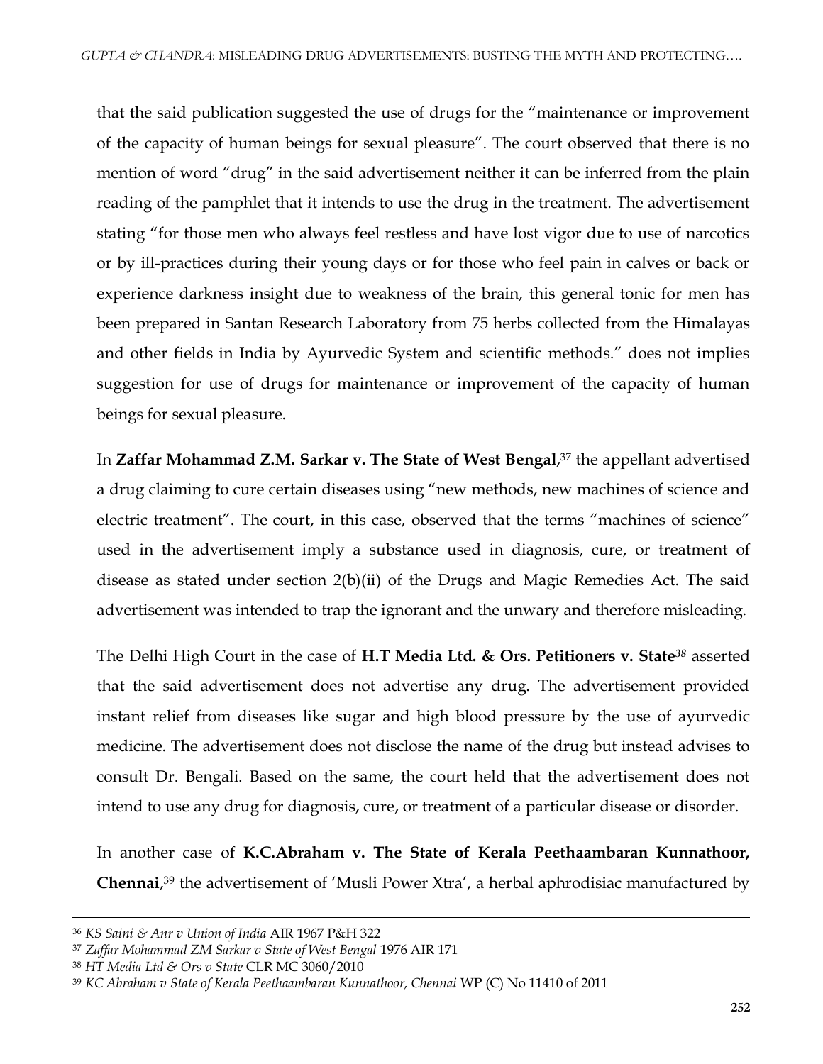that the said publication suggested the use of drugs for the "maintenance or improvement of the capacity of human beings for sexual pleasure". The court observed that there is no mention of word "drug" in the said advertisement neither it can be inferred from the plain reading of the pamphlet that it intends to use the drug in the treatment. The advertisement stating "for those men who always feel restless and have lost vigor due to use of narcotics or by ill-practices during their young days or for those who feel pain in calves or back or experience darkness insight due to weakness of the brain, this general tonic for men has been prepared in Santan Research Laboratory from 75 herbs collected from the Himalayas and other fields in India by Ayurvedic System and scientific methods." does not implies suggestion for use of drugs for maintenance or improvement of the capacity of human beings for sexual pleasure.

In **Zaffar Mohammad Z.M. Sarkar v. The State of West Bengal**,[37] the appellant advertised a drug claiming to cure certain diseases using "new methods, new machines of science and electric treatment". The court, in this case, observed that the terms "machines of science" used in the advertisement imply a substance used in diagnosis, cure, or treatment of disease as stated under section 2(b)(ii) of the Drugs and Magic Remedies Act. The said advertisement was intended to trap the ignorant and the unwary and therefore misleading.

The Delhi High Court in the case of **H.T Media Ltd. & Ors. Petitioners v. State**[38] asserted that the said advertisement does not advertise any drug. The advertisement provided instant relief from diseases like sugar and high blood pressure by the use of ayurvedic medicine. The advertisement does not disclose the name of the drug but instead advises to consult Dr. Bengali. Based on the same, the court held that the advertisement does not intend to use any drug for diagnosis, cure, or treatment of a particular disease or disorder.

In another case of **K.C.Abraham v. The State of Kerala Peethaambaran Kunnathoor, Chennai**,[39] the advertisement of 'Musli Power Xtra', a herbal aphrodisiac manufactured by

---

[36] *KS Saini & Anr v Union of India* AIR 1967 P&H 322

[37] *Zaffar Mohammad ZM Sarkar v State of West Bengal* 1976 AIR 171

[38] *HT Media Ltd & Ors v State* CLR MC 3060/2010

[39] *KC Abraham v State of Kerala Peethaambaran Kunnathoor, Chennai* WP (C) No 11410 of 2011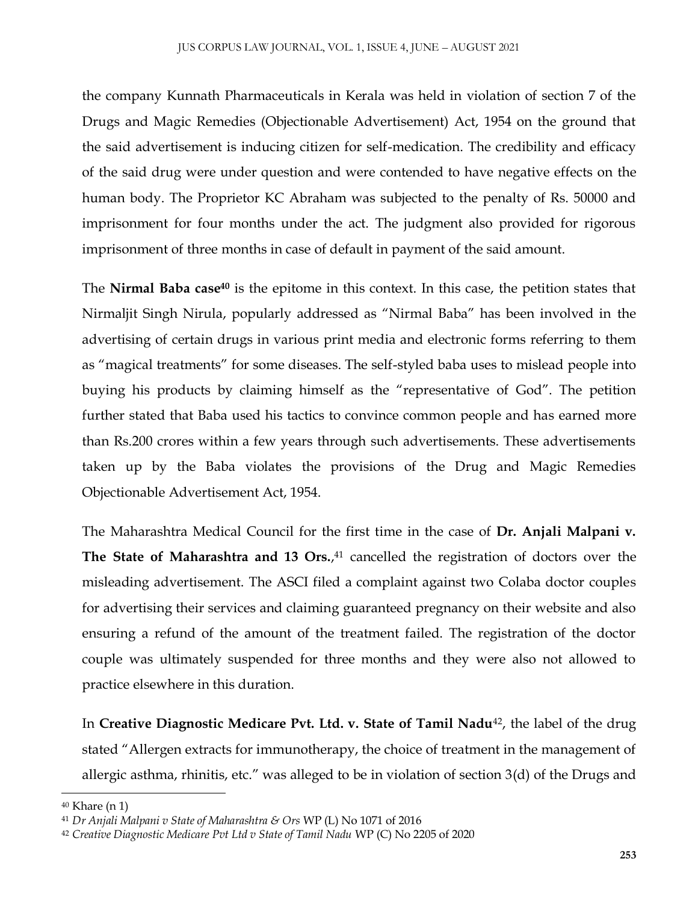the company Kunnath Pharmaceuticals in Kerala was held in violation of section 7 of the Drugs and Magic Remedies (Objectionable Advertisement) Act, 1954 on the ground that the said advertisement is inducing citizen for self-medication. The credibility and efficacy of the said drug were under question and were contended to have negative effects on the human body. The Proprietor KC Abraham was subjected to the penalty of Rs. 50000 and imprisonment for four months under the act. The judgment also provided for rigorous imprisonment of three months in case of default in payment of the said amount.

The **Nirmal Baba case**[40] is the epitome in this context. In this case, the petition states that Nirmaljit Singh Nirula, popularly addressed as "Nirmal Baba" has been involved in the advertising of certain drugs in various print media and electronic forms referring to them as "magical treatments" for some diseases. The self-styled baba uses to mislead people into buying his products by claiming himself as the "representative of God". The petition further stated that Baba used his tactics to convince common people and has earned more than Rs.200 crores within a few years through such advertisements. These advertisements taken up by the Baba violates the provisions of the Drug and Magic Remedies Objectionable Advertisement Act, 1954.

The Maharashtra Medical Council for the first time in the case of **Dr. Anjali Malpani v. The State of Maharashtra and 13 Ors.**,[41] cancelled the registration of doctors over the misleading advertisement. The ASCI filed a complaint against two Colaba doctor couples for advertising their services and claiming guaranteed pregnancy on their website and also ensuring a refund of the amount of the treatment failed. The registration of the doctor couple was ultimately suspended for three months and they were also not allowed to practice elsewhere in this duration.

In **Creative Diagnostic Medicare Pvt. Ltd. v. State of Tamil Nadu**[42], the label of the drug stated "Allergen extracts for immunotherapy, the choice of treatment in the management of allergic asthma, rhinitis, etc." was alleged to be in violation of section 3(d) of the Drugs and

---

[40] Khare (n 1)

[41] *Dr Anjali Malpani v State of Maharashtra & Ors* WP (L) No 1071 of 2016

[42] *Creative Diagnostic Medicare Pvt Ltd v State of Tamil Nadu* WP (C) No 2205 of 2020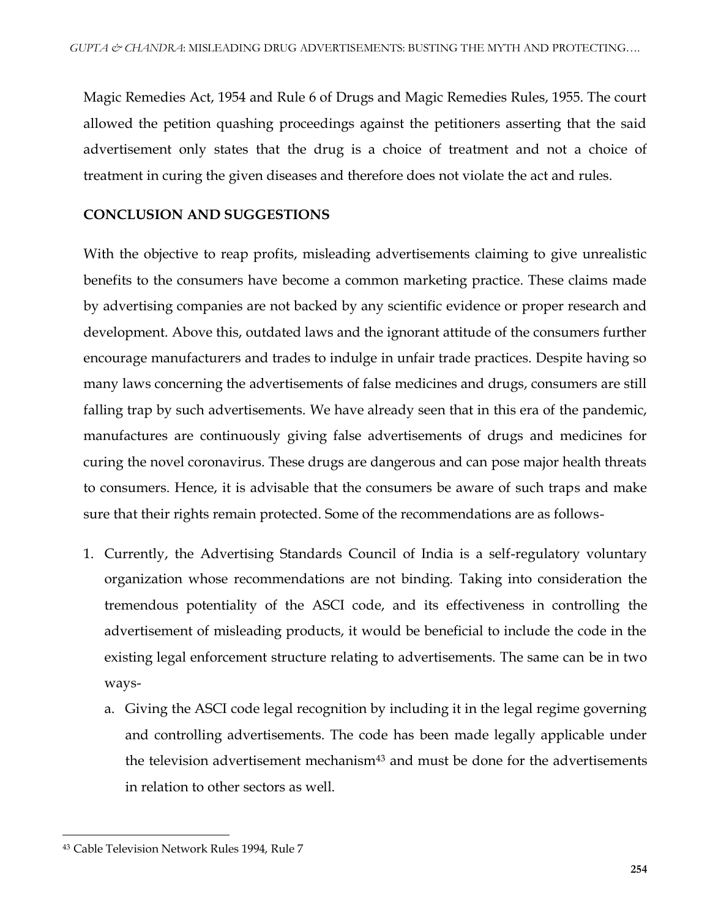Magic Remedies Act, 1954 and Rule 6 of Drugs and Magic Remedies Rules, 1955. The court allowed the petition quashing proceedings against the petitioners asserting that the said advertisement only states that the drug is a choice of treatment and not a choice of treatment in curing the given diseases and therefore does not violate the act and rules.

## CONCLUSION AND SUGGESTIONS

With the objective to reap profits, misleading advertisements claiming to give unrealistic benefits to the consumers have become a common marketing practice. These claims made by advertising companies are not backed by any scientific evidence or proper research and development. Above this, outdated laws and the ignorant attitude of the consumers further encourage manufacturers and trades to indulge in unfair trade practices. Despite having so many laws concerning the advertisements of false medicines and drugs, consumers are still falling trap by such advertisements. We have already seen that in this era of the pandemic, manufactures are continuously giving false advertisements of drugs and medicines for curing the novel coronavirus. These drugs are dangerous and can pose major health threats to consumers. Hence, it is advisable that the consumers be aware of such traps and make sure that their rights remain protected. Some of the recommendations are as follows-

1. Currently, the Advertising Standards Council of India is a self-regulatory voluntary organization whose recommendations are not binding. Taking into consideration the tremendous potentiality of the ASCI code, and its effectiveness in controlling the advertisement of misleading products, it would be beneficial to include the code in the existing legal enforcement structure relating to advertisements. The same can be in two ways-
   a. Giving the ASCI code legal recognition by including it in the legal regime governing and controlling advertisements. The code has been made legally applicable under the television advertisement mechanism[43] and must be done for the advertisements in relation to other sectors as well.

[43] Cable Television Network Rules 1994, Rule 7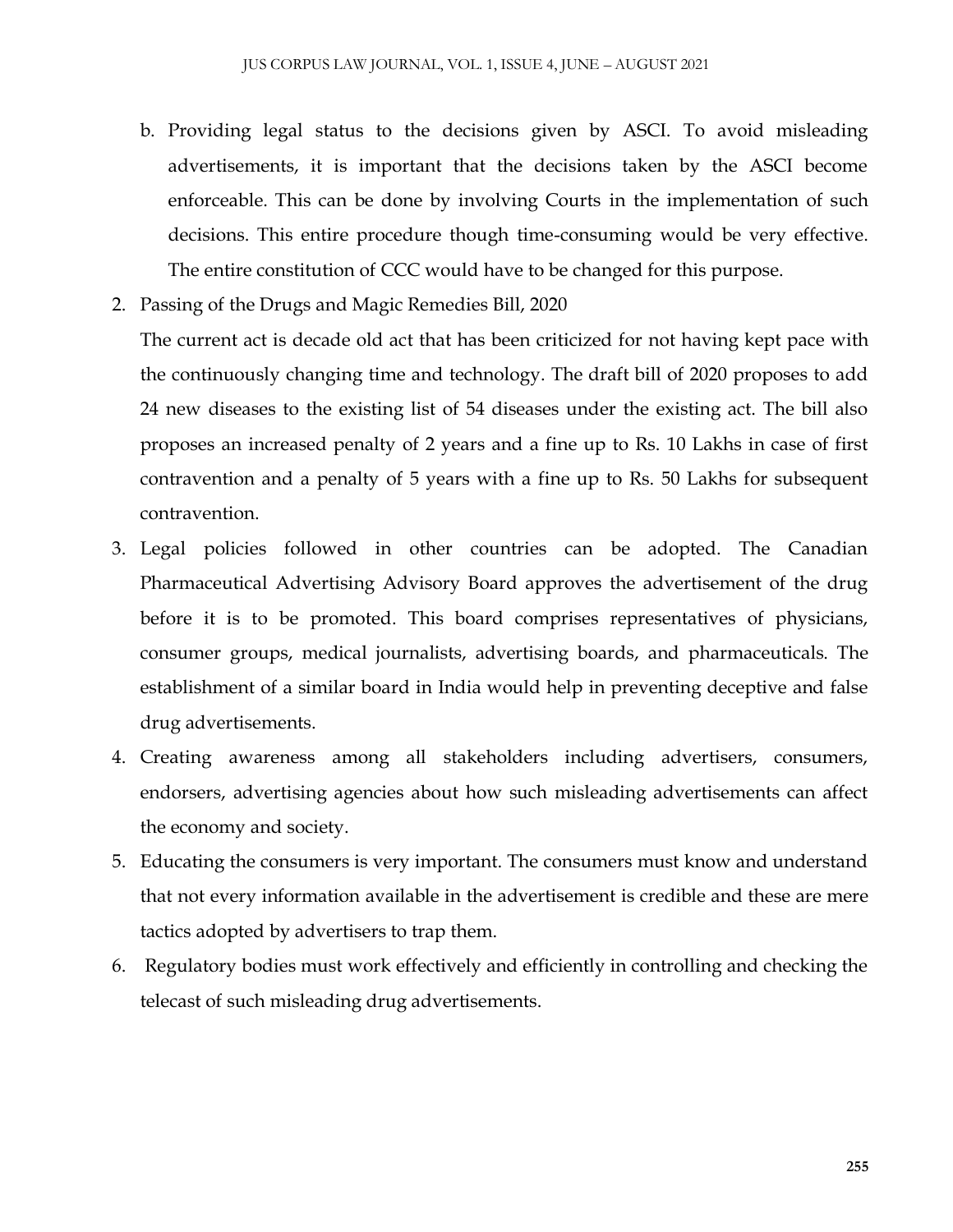b. Providing legal status to the decisions given by ASCI. To avoid misleading advertisements, it is important that the decisions taken by the ASCI become enforceable. This can be done by involving Courts in the implementation of such decisions. This entire procedure though time-consuming would be very effective. The entire constitution of CCC would have to be changed for this purpose.

2. Passing of the Drugs and Magic Remedies Bill, 2020

   The current act is decade old act that has been criticized for not having kept pace with the continuously changing time and technology. The draft bill of 2020 proposes to add 24 new diseases to the existing list of 54 diseases under the existing act. The bill also proposes an increased penalty of 2 years and a fine up to Rs. 10 Lakhs in case of first contravention and a penalty of 5 years with a fine up to Rs. 50 Lakhs for subsequent contravention.

3. Legal policies followed in other countries can be adopted. The Canadian Pharmaceutical Advertising Advisory Board approves the advertisement of the drug before it is to be promoted. This board comprises representatives of physicians, consumer groups, medical journalists, advertising boards, and pharmaceuticals. The establishment of a similar board in India would help in preventing deceptive and false drug advertisements.

4. Creating awareness among all stakeholders including advertisers, consumers, endorsers, advertising agencies about how such misleading advertisements can affect the economy and society.

5. Educating the consumers is very important. The consumers must know and understand that not every information available in the advertisement is credible and these are mere tactics adopted by advertisers to trap them.

6. Regulatory bodies must work effectively and efficiently in controlling and checking the telecast of such misleading drug advertisements.